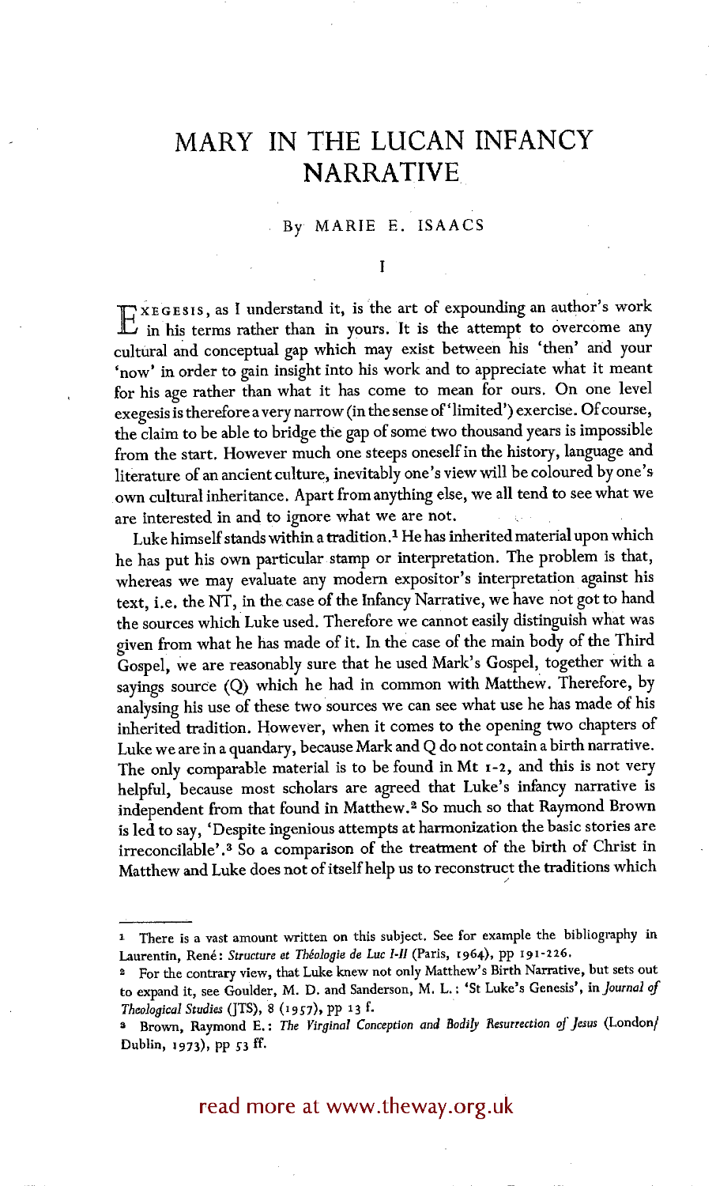# MARY IN THE LUCAN INFANCY NARRATIVE

By MARIE E. ISAACS

## I

EXEGESIS, as I understand it, is the art of expounding an author's work in his terms rather than in yours. It is the attempt to overcome any cultural and conceptual gap which may exist between his 'then' and your 'now' in order to gain insight into his work and to appreciate what it meant for his age rather than what it has come to mean for ours. On one level exegesis is therefore a very narrow (in the sense of 'limited') exercise. Of course, the claim to be able to bridge the gap of some two thousand years is impossible from the start. However much one steeps oneself in the history, language and literature of an ancient culture, inevitably one's view will be coloured by one's own cultural inheritance. Apart from anything else, we all tend to see what we are interested in and to ignore what we are not.

Luke himself stands within a tradition.[1] He has inherited material upon which he has put his own particular stamp or interpretation. The problem is that, whereas we may evaluate any modern expositor's interpretation against his text, i.e. the NT, in the case of the Infancy Narrative, we have not got to hand the sources which Luke used. Therefore we cannot easily distinguish what was given from what he has made of it. In the case of the main body of the Third Gospel, we are reasonably sure that he used Mark's Gospel, together with a sayings source (Q) which he had in common with Matthew. Therefore, by analysing his use of these two sources we can see what use he has made of his inherited tradition. However, when it comes to the opening two chapters of Luke we are in a quandary, because Mark and Q do not contain a birth narrative. The only comparable material is to be found in Mt 1-2, and this is not very helpful, because most scholars are agreed that Luke's infancy narrative is independent from that found in Matthew.[2] So much so that Raymond Brown is led to say, 'Despite ingenious attempts at harmonization the basic stories are irreconcilable'.[3] So a comparison of the treatment of the birth of Christ in Matthew and Luke does not of itself help us to reconstruct the traditions which

---

[1] There is a vast amount written on this subject. See for example the bibliography in Laurentin, René: *Structure et Théologie de Luc I-II* (Paris, 1964), pp 191-226.

[2] For the contrary view, that Luke knew not only Matthew's Birth Narrative, but sets out to expand it, see Goulder, M. D. and Sanderson, M. L.: 'St Luke's Genesis', in *Journal of Theological Studies* (JTS), 8 (1957), pp 13 f.

[3] Brown, Raymond E.: *The Virginal Conception and Bodily Resurrection of Jesus* (London/Dublin, 1973), pp 53 ff.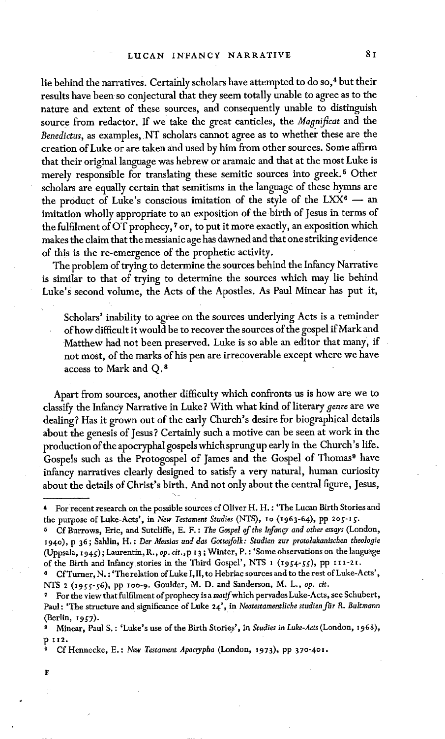lie behind the narratives. Certainly scholars have attempted to do so,[4] but their results have been so conjectural that they seem totally unable to agree as to the nature and extent of these sources, and consequently unable to distinguish source from redactor. If we take the great canticles, the *Magnificat* and the *Benedictus*, as examples, NT scholars cannot agree as to whether these are the creation of Luke or are taken and used by him from other sources. Some affirm that their original language was hebrew or aramaic and that at the most Luke is merely responsible for translating these semitic sources into greek.[5] Other scholars are equally certain that semitisms in the language of these hymns are the product of Luke's conscious imitation of the style of the LXX[6] — an imitation wholly appropriate to an exposition of the birth of Jesus in terms of the fulfilment of OT prophecy,[7] or, to put it more exactly, an exposition which makes the claim that the messianic age has dawned and that one striking evidence of this is the re-emergence of the prophetic activity.

The problem of trying to determine the sources behind the Infancy Narrative is similar to that of trying to determine the sources which may lie behind Luke's second volume, the Acts of the Apostles. As Paul Minear has put it,

> Scholars' inability to agree on the sources underlying Acts is a reminder of how difficult it would be to recover the sources of the gospel if Mark and Matthew had not been preserved. Luke is so able an editor that many, if not most, of the marks of his pen are irrecoverable except where we have access to Mark and Q.[8]

Apart from sources, another difficulty which confronts us is how are we to classify the Infancy Narrative in Luke? With what kind of literary *genre* are we dealing? Has it grown out of the early Church's desire for biographical details about the genesis of Jesus? Certainly such a motive can be seen at work in the production of the apocryphal gospels which sprung up early in the Church's life. Gospels such as the Protogospel of James and the Gospel of Thomas[9] have infancy narratives clearly designed to satisfy a very natural, human curiosity about the details of Christ's birth. And not only about the central figure, Jesus,

---

[4] For recent research on the possible sources cf Oliver H. H.: 'The Lucan Birth Stories and the purpose of Luke-Acts', in *New Testament Studies* (NTS), 10 (1963-64), pp 205-15.

[5] Cf Burrows, Eric, and Sutcliffe, E. F.: *The Gospel of the Infancy and other essays* (London, 1940), p 36; Sahlin, H.: *Der Messias und das Gottesfolk: Studien zur protolukanischen theologie* (Uppsala, 1945); Laurentin, R., *op. cit.*, p 13; Winter, P.: 'Some observations on the language of the Birth and Infancy stories in the Third Gospel', NTS 1 (1954-55), pp 111-21.

[6] Cf Turner, N.: 'The relation of Luke I, II, to Hebriac sources and to the rest of Luke-Acts', NTS 2 (1955-56), pp 100-9. Goulder, M. D. and Sanderson, M. L., *op. cit.*

[7] For the view that fulfilment of prophecy is a *motif* which pervades Luke-Acts, see Schubert, Paul: 'The structure and significance of Luke 24', in *Neotestamentliche studien für R. Bultmann* (Berlin, 1957).

[8] Minear, Paul S.: 'Luke's use of the Birth Stories', in *Studies in Luke-Acts* (London, 1968), p 112.

[9] Cf Hennecke, E.: *New Testament Apocrypha* (London, 1973), pp 370-401.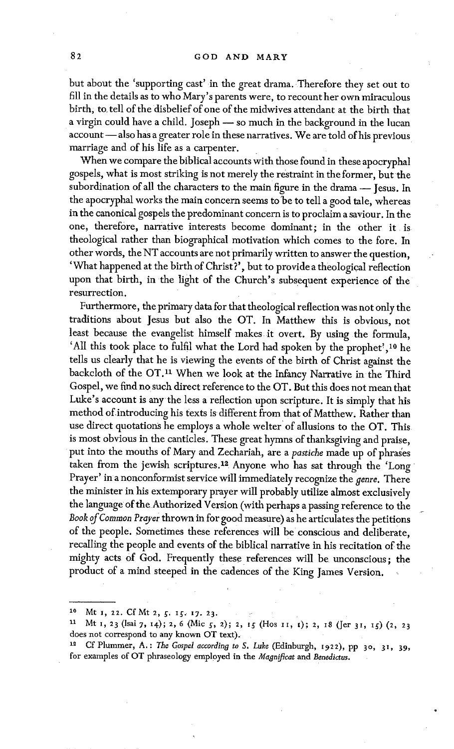but about the 'supporting cast' in the great drama. Therefore they set out to fill in the details as to who Mary's parents were, to recount her own miraculous birth, to tell of the disbelief of one of the midwives attendant at the birth that a virgin could have a child. Joseph — so much in the background in the lucan account — also has a greater role in these narratives. We are told of his previous marriage and of his life as a carpenter.

When we compare the biblical accounts with those found in these apocryphal gospels, what is most striking is not merely the restraint in the former, but the subordination of all the characters to the main figure in the drama — Jesus. In the apocryphal works the main concern seems to be to tell a good tale, whereas in the canonical gospels the predominant concern is to proclaim a saviour. In the one, therefore, narrative interests become dominant; in the other it is theological rather than biographical motivation which comes to the fore. In other words, the NT accounts are not primarily written to answer the question, 'What happened at the birth of Christ?', but to provide a theological reflection upon that birth, in the light of the Church's subsequent experience of the resurrection.

Furthermore, the primary data for that theological reflection was not only the traditions about Jesus but also the OT. In Matthew this is obvious, not least because the evangelist himself makes it overt. By using the formula, 'All this took place to fulfil what the Lord had spoken by the prophet',[10] he tells us clearly that he is viewing the events of the birth of Christ against the backcloth of the OT.[11] When we look at the Infancy Narrative in the Third Gospel, we find no such direct reference to the OT. But this does not mean that Luke's account is any the less a reflection upon scripture. It is simply that his method of introducing his texts is different from that of Matthew. Rather than use direct quotations he employs a whole welter of allusions to the OT. This is most obvious in the canticles. These great hymns of thanksgiving and praise, put into the mouths of Mary and Zechariah, are a *pastiche* made up of phrases taken from the jewish scriptures.[12] Anyone who has sat through the 'Long Prayer' in a nonconformist service will immediately recognize the *genre*. There the minister in his extemporary prayer will probably utilize almost exclusively the language of the Authorized Version (with perhaps a passing reference to the *Book of Common Prayer* thrown in for good measure) as he articulates the petitions of the people. Sometimes these references will be conscious and deliberate, recalling the people and events of the biblical narrative in his recitation of the mighty acts of God. Frequently these references will be unconscious; the product of a mind steeped in the cadences of the King James Version.

---

[10] Mt 1, 22. Cf Mt 2, 5. 15. 17. 23.

[11] Mt 1, 23 (Isai 7, 14); 2, 6 (Mic 5, 2); 2, 15 (Hos 11, 1); 2, 18 (Jer 31, 15) (2, 23 does not correspond to any known OT text).

[12] Cf Plummer, A.: *The Gospel according to S. Luke* (Edinburgh, 1922), pp 30, 31, 39, for examples of OT phraseology employed in the *Magnificat* and *Benedictus*.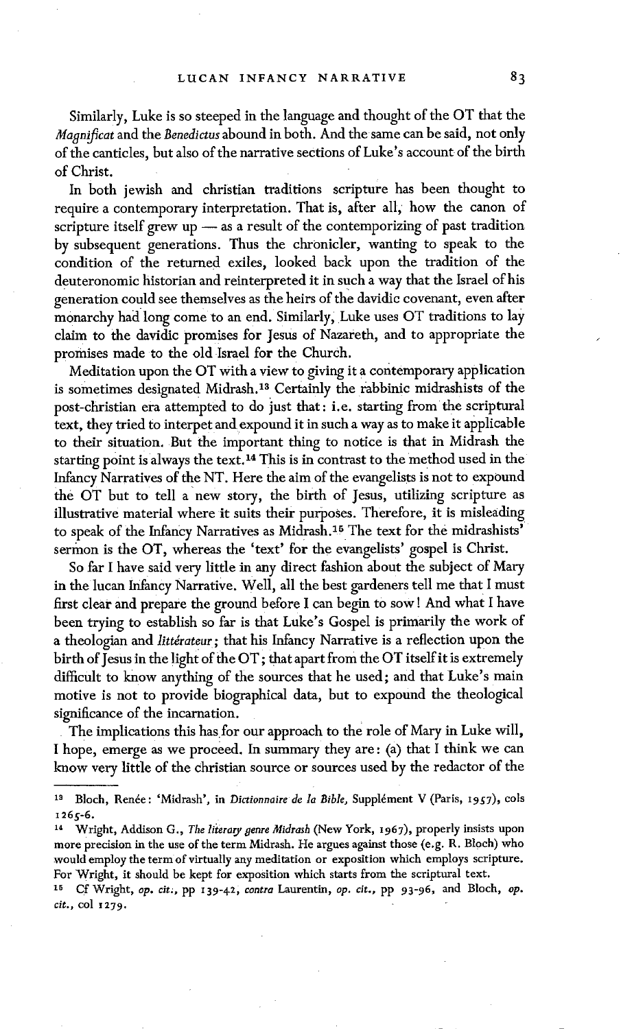Similarly, Luke is so steeped in the language and thought of the OT that the *Magnificat* and the *Benedictus* abound in both. And the same can be said, not only of the canticles, but also of the narrative sections of Luke's account of the birth of Christ.

In both jewish and christian traditions scripture has been thought to require a contemporary interpretation. That is, after all, how the canon of scripture itself grew up — as a result of the contemporizing of past tradition by subsequent generations. Thus the chronicler, wanting to speak to the condition of the returned exiles, looked back upon the tradition of the deuteronomic historian and reinterpreted it in such a way that the Israel of his generation could see themselves as the heirs of the davidic covenant, even after monarchy had long come to an end. Similarly, Luke uses OT traditions to lay claim to the davidic promises for Jesus of Nazareth, and to appropriate the promises made to the old Israel for the Church.

Meditation upon the OT with a view to giving it a contemporary application is sometimes designated Midrash.[13] Certainly the rabbinic midrashists of the post-christian era attempted to do just that: i.e. starting from the scriptural text, they tried to interpet and expound it in such a way as to make it applicable to their situation. But the important thing to notice is that in Midrash the starting point is always the text.[14] This is in contrast to the method used in the Infancy Narratives of the NT. Here the aim of the evangelists is not to expound the OT but to tell a new story, the birth of Jesus, utilizing scripture as illustrative material where it suits their purposes. Therefore, it is misleading to speak of the Infancy Narratives as Midrash.[15] The text for the midrashists' sermon is the OT, whereas the 'text' for the evangelists' gospel is Christ.

So far I have said very little in any direct fashion about the subject of Mary in the lucan Infancy Narrative. Well, all the best gardeners tell me that I must first clear and prepare the ground before I can begin to sow! And what I have been trying to establish so far is that Luke's Gospel is primarily the work of a theologian and *littérateur*; that his Infancy Narrative is a reflection upon the birth of Jesus in the light of the OT; that apart from the OT itself it is extremely difficult to know anything of the sources that he used; and that Luke's main motive is not to provide biographical data, but to expound the theological significance of the incarnation.

The implications this has for our approach to the role of Mary in Luke will, I hope, emerge as we proceed. In summary they are: (a) that I think we can know very little of the christian source or sources used by the redactor of the

---

[13] Bloch, Renée: 'Midrash', in *Dictionnaire de la Bible*, Supplément V (Paris, 1957), cols 1265-6.

[14] Wright, Addison G., *The literary genre Midrash* (New York, 1967), properly insists upon more precision in the use of the term Midrash. He argues against those (e.g. R. Bloch) who would employ the term of virtually any meditation or exposition which employs scripture. For Wright, it should be kept for exposition which starts from the scriptural text.

[15] Cf Wright, *op. cit.*, pp 139-42, *contra* Laurentin, *op. cit.*, pp 93-96, and Bloch, *op. cit.*, col 1279.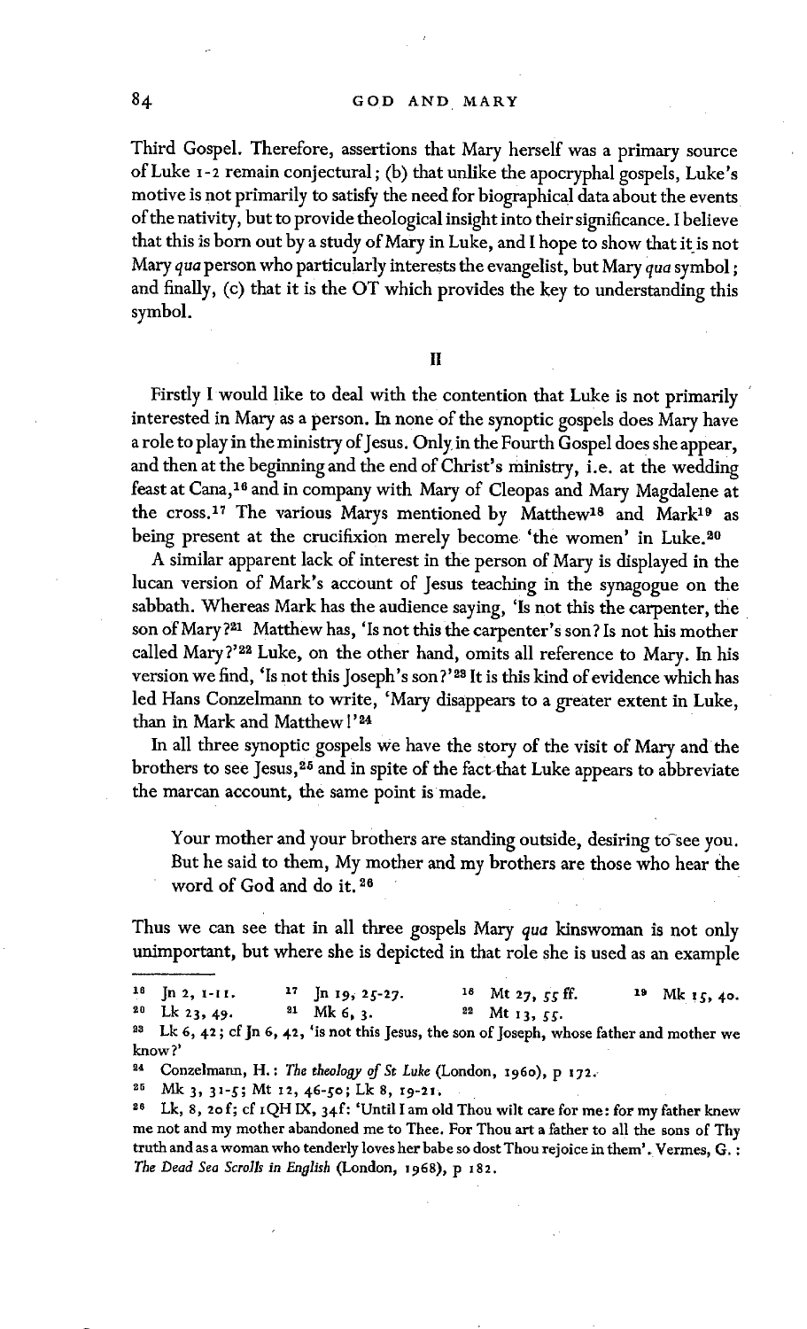Third Gospel. Therefore, assertions that Mary herself was a primary source of Luke 1-2 remain conjectural; (b) that unlike the apocryphal gospels, Luke's motive is not primarily to satisfy the need for biographical data about the events of the nativity, but to provide theological insight into their significance. I believe that this is born out by a study of Mary in Luke, and I hope to show that it is not Mary *qua* person who particularly interests the evangelist, but Mary *qua* symbol; and finally, (c) that it is the OT which provides the key to understanding this symbol.

## II

Firstly I would like to deal with the contention that Luke is not primarily interested in Mary as a person. In none of the synoptic gospels does Mary have a role to play in the ministry of Jesus. Only in the Fourth Gospel does she appear, and then at the beginning and the end of Christ's ministry, i.e. at the wedding feast at Cana,[16] and in company with Mary of Cleopas and Mary Magdalene at the cross.[17] The various Marys mentioned by Matthew[18] and Mark[19] as being present at the crucifixion merely become 'the women' in Luke.[20]

A similar apparent lack of interest in the person of Mary is displayed in the lucan version of Mark's account of Jesus teaching in the synagogue on the sabbath. Whereas Mark has the audience saying, 'Is not this the carpenter, the son of Mary?[21] Matthew has, 'Is not this the carpenter's son? Is not his mother called Mary?'[22] Luke, on the other hand, omits all reference to Mary. In his version we find, 'Is not this Joseph's son?'[23] It is this kind of evidence which has led Hans Conzelmann to write, 'Mary disappears to a greater extent in Luke, than in Mark and Matthew!'[24]

In all three synoptic gospels we have the story of the visit of Mary and the brothers to see Jesus,[25] and in spite of the fact that Luke appears to abbreviate the marcan account, the same point is made.

> Your mother and your brothers are standing outside, desiring to see you. But he said to them, My mother and my brothers are those who hear the word of God and do it.[26]

Thus we can see that in all three gospels Mary *qua* kinswoman is not only unimportant, but where she is depicted in that role she is used as an example

---

[16] Jn 2, 1-11. [17] Jn 19, 25-27. [18] Mt 27, 55 ff. [19] Mk 15, 40.

[20] Lk 23, 49. [21] Mk 6, 3. [22] Mt 13, 55.

[23] Lk 6, 42; cf Jn 6, 42, 'is not this Jesus, the son of Joseph, whose father and mother we know?'

[24] Conzelmann, H.: *The theology of St Luke* (London, 1960), p 172.

[25] Mk 3, 31-5; Mt 12, 46-50; Lk 8, 19-21.

[26] Lk, 8, 20f; cf 1QH IX, 34f: 'Until I am old Thou wilt care for me: for my father knew me not and my mother abandoned me to Thee. For Thou art a father to all the sons of Thy truth and as a woman who tenderly loves her babe so dost Thou rejoice in them'. Vermes, G.: *The Dead Sea Scrolls in English* (London, 1968), p 182.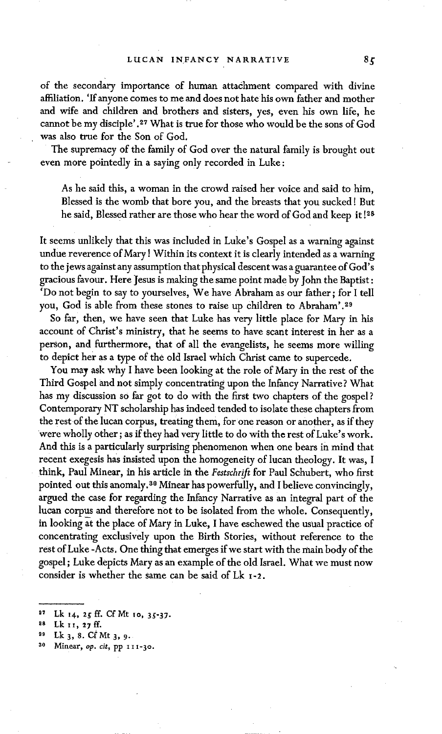of the secondary importance of human attachment compared with divine affiliation. 'If anyone comes to me and does not hate his own father and mother and wife and children and brothers and sisters, yes, even his own life, he cannot be my disciple'.[27] What is true for those who would be the sons of God was also true for the Son of God.

The supremacy of the family of God over the natural family is brought out even more pointedly in a saying only recorded in Luke:

> As he said this, a woman in the crowd raised her voice and said to him, Blessed is the womb that bore you, and the breasts that you sucked! But he said, Blessed rather are those who hear the word of God and keep it![28]

It seems unlikely that this was included in Luke's Gospel as a warning against undue reverence of Mary! Within its context it is clearly intended as a warning to the jews against any assumption that physical descent was a guarantee of God's gracious favour. Here Jesus is making the same point made by John the Baptist: 'Do not begin to say to yourselves, We have Abraham as our father; for I tell you, God is able from these stones to raise up children to Abraham'.[29]

So far, then, we have seen that Luke has very little place for Mary in his account of Christ's ministry, that he seems to have scant interest in her as a person, and furthermore, that of all the evangelists, he seems more willing to depict her as a type of the old Israel which Christ came to supercede.

You may ask why I have been looking at the role of Mary in the rest of the Third Gospel and not simply concentrating upon the Infancy Narrative? What has my discussion so far got to do with the first two chapters of the gospel? Contemporary NT scholarship has indeed tended to isolate these chapters from the rest of the lucan corpus, treating them, for one reason or another, as if they were wholly other; as if they had very little to do with the rest of Luke's work. And this is a particularly surprising phenomenon when one bears in mind that recent exegesis has insisted upon the homogeneity of lucan theology. It was, I think, Paul Minear, in his article in the *Festschrift* for Paul Schubert, who first pointed out this anomaly.[30] Minear has powerfully, and I believe convincingly, argued the case for regarding the Infancy Narrative as an integral part of the lucan corpus and therefore not to be isolated from the whole. Consequently, in looking at the place of Mary in Luke, I have eschewed the usual practice of concentrating exclusively upon the Birth Stories, without reference to the rest of Luke-Acts. One thing that emerges if we start with the main body of the gospel; Luke depicts Mary as an example of the old Israel. What we must now consider is whether the same can be said of Lk 1-2.

---

[27] Lk 14, 25 ff. Cf Mt 10, 35-37.

[28] Lk 11, 27 ff.

[29] Lk 3, 8. Cf Mt 3, 9.

[30] Minear, *op. cit*, pp 111-30.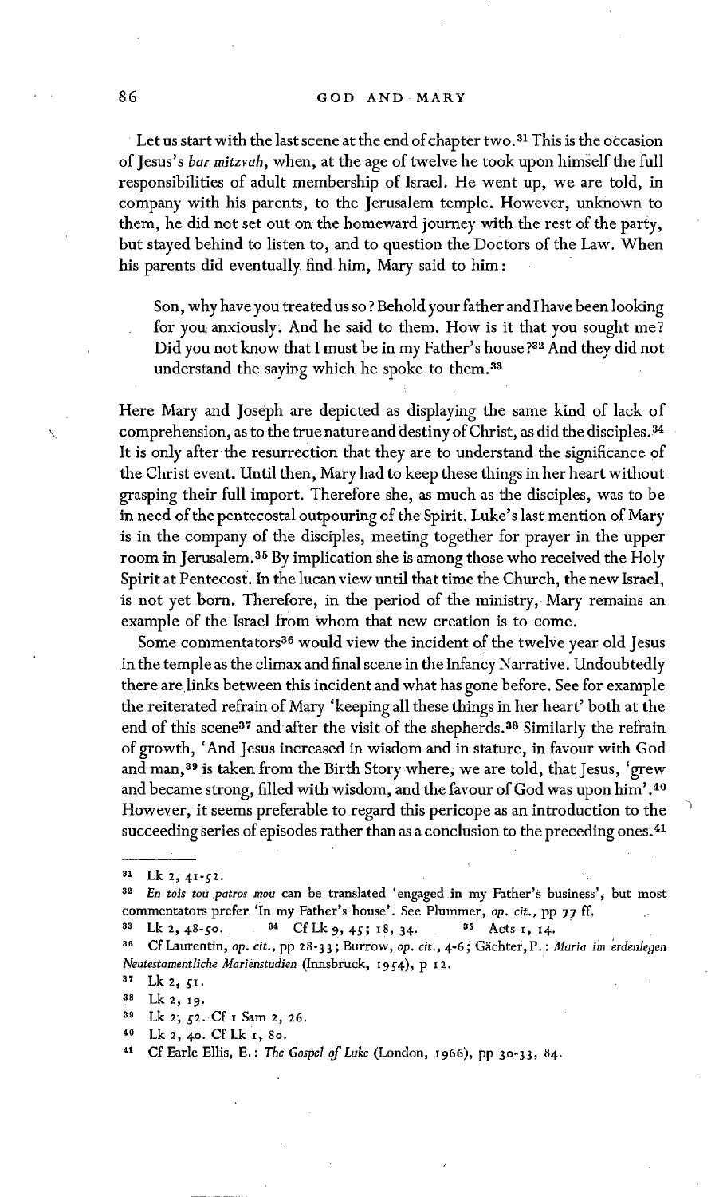Let us start with the last scene at the end of chapter two.[31] This is the occasion of Jesus's *bar mitzvah*, when, at the age of twelve he took upon himself the full responsibilities of adult membership of Israel. He went up, we are told, in company with his parents, to the Jerusalem temple. However, unknown to them, he did not set out on the homeward journey with the rest of the party, but stayed behind to listen to, and to question the Doctors of the Law. When his parents did eventually find him, Mary said to him:

> Son, why have you treated us so? Behold your father and I have been looking for you anxiously. And he said to them. How is it that you sought me? Did you not know that I must be in my Father's house?[32] And they did not understand the saying which he spoke to them.[33]

Here Mary and Joseph are depicted as displaying the same kind of lack of comprehension, as to the true nature and destiny of Christ, as did the disciples.[34] It is only after the resurrection that they are to understand the significance of the Christ event. Until then, Mary had to keep these things in her heart without grasping their full import. Therefore she, as much as the disciples, was to be in need of the pentecostal outpouring of the Spirit. Luke's last mention of Mary is in the company of the disciples, meeting together for prayer in the upper room in Jerusalem.[35] By implication she is among those who received the Holy Spirit at Pentecost. In the lucan view until that time the Church, the new Israel, is not yet born. Therefore, in the period of the ministry, Mary remains an example of the Israel from whom that new creation is to come.

Some commentators[36] would view the incident of the twelve year old Jesus in the temple as the climax and final scene in the Infancy Narrative. Undoubtedly there are links between this incident and what has gone before. See for example the reiterated refrain of Mary 'keeping all these things in her heart' both at the end of this scene[37] and after the visit of the shepherds.[38] Similarly the refrain of growth, 'And Jesus increased in wisdom and in stature, in favour with God and man,[39] is taken from the Birth Story where, we are told, that Jesus, 'grew and became strong, filled with wisdom, and the favour of God was upon him'.[40] However, it seems preferable to regard this pericope as an introduction to the succeeding series of episodes rather than as a conclusion to the preceding ones.[41]

---

[31] Lk 2, 41-52.

[32] *En tois tou patros mou* can be translated 'engaged in my Father's business', but most commentators prefer 'In my Father's house'. See Plummer, *op. cit.*, pp 77 ff.

[33] Lk 2, 48-50. [34] Cf Lk 9, 45; 18, 34. [35] Acts 1, 14.

[36] Cf Laurentin, *op. cit.*, pp 28-33; Burrow, *op. cit.*, 4-6; Gächter, P.: *Maria im erdenlegen Neutestamentliche Marienstudien* (Innsbruck, 1954), p 12.

[37] Lk 2, 51.

[38] Lk 2, 19.

[39] Lk 2, 52. Cf 1 Sam 2, 26.

[40] Lk 2, 40. Cf Lk 1, 80.

[41] Cf Earle Ellis, E.: *The Gospel of Luke* (London, 1966), pp 30-33, 84.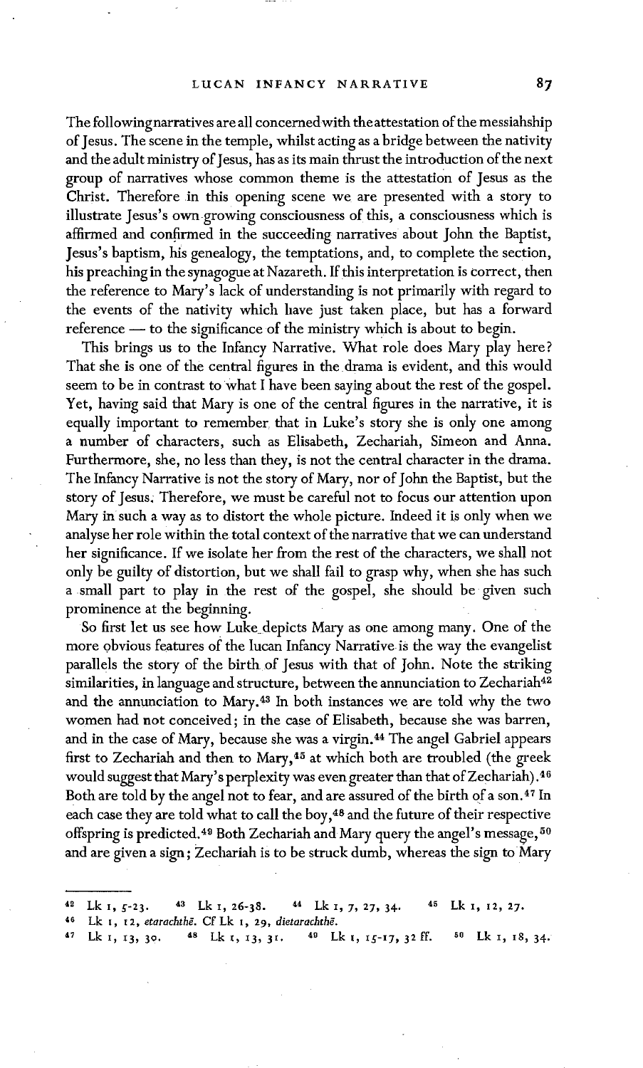The following narratives are all concerned with the attestation of the messiahship of Jesus. The scene in the temple, whilst acting as a bridge between the nativity and the adult ministry of Jesus, has as its main thrust the introduction of the next group of narratives whose common theme is the attestation of Jesus as the Christ. Therefore in this opening scene we are presented with a story to illustrate Jesus's own growing consciousness of this, a consciousness which is affirmed and confirmed in the succeeding narratives about John the Baptist, Jesus's baptism, his genealogy, the temptations, and, to complete the section, his preaching in the synagogue at Nazareth. If this interpretation is correct, then the reference to Mary's lack of understanding is not primarily with regard to the events of the nativity which have just taken place, but has a forward reference — to the significance of the ministry which is about to begin.

This brings us to the Infancy Narrative. What role does Mary play here? That she is one of the central figures in the drama is evident, and this would seem to be in contrast to what I have been saying about the rest of the gospel. Yet, having said that Mary is one of the central figures in the narrative, it is equally important to remember that in Luke's story she is only one among a number of characters, such as Elisabeth, Zechariah, Simeon and Anna. Furthermore, she, no less than they, is not the central character in the drama. The Infancy Narrative is not the story of Mary, nor of John the Baptist, but the story of Jesus. Therefore, we must be careful not to focus our attention upon Mary in such a way as to distort the whole picture. Indeed it is only when we analyse her role within the total context of the narrative that we can understand her significance. If we isolate her from the rest of the characters, we shall not only be guilty of distortion, but we shall fail to grasp why, when she has such a small part to play in the rest of the gospel, she should be given such prominence at the beginning.

So first let us see how Luke depicts Mary as one among many. One of the more obvious features of the lucan Infancy Narrative is the way the evangelist parallels the story of the birth of Jesus with that of John. Note the striking similarities, in language and structure, between the annunciation to Zechariah[42] and the annunciation to Mary.[43] In both instances we are told why the two women had not conceived; in the case of Elisabeth, because she was barren, and in the case of Mary, because she was a virgin.[44] The angel Gabriel appears first to Zechariah and then to Mary,[45] at which both are troubled (the greek would suggest that Mary's perplexity was even greater than that of Zechariah).[46] Both are told by the angel not to fear, and are assured of the birth of a son.[47] In each case they are told what to call the boy,[48] and the future of their respective offspring is predicted.[49] Both Zechariah and Mary query the angel's message,[50] and are given a sign; Zechariah is to be struck dumb, whereas the sign to Mary

---

[42] Lk 1, 5-23. [43] Lk 1, 26-38. [44] Lk 1, 7, 27, 34. [45] Lk 1, 12, 27.

[46] Lk 1, 12, *etarachthē*. Cf Lk 1, 29, *dietarachthē*.

[47] Lk 1, 13, 30. [48] Lk 1, 13, 31. [49] Lk 1, 15-17, 32 ff. [50] Lk 1, 18, 34.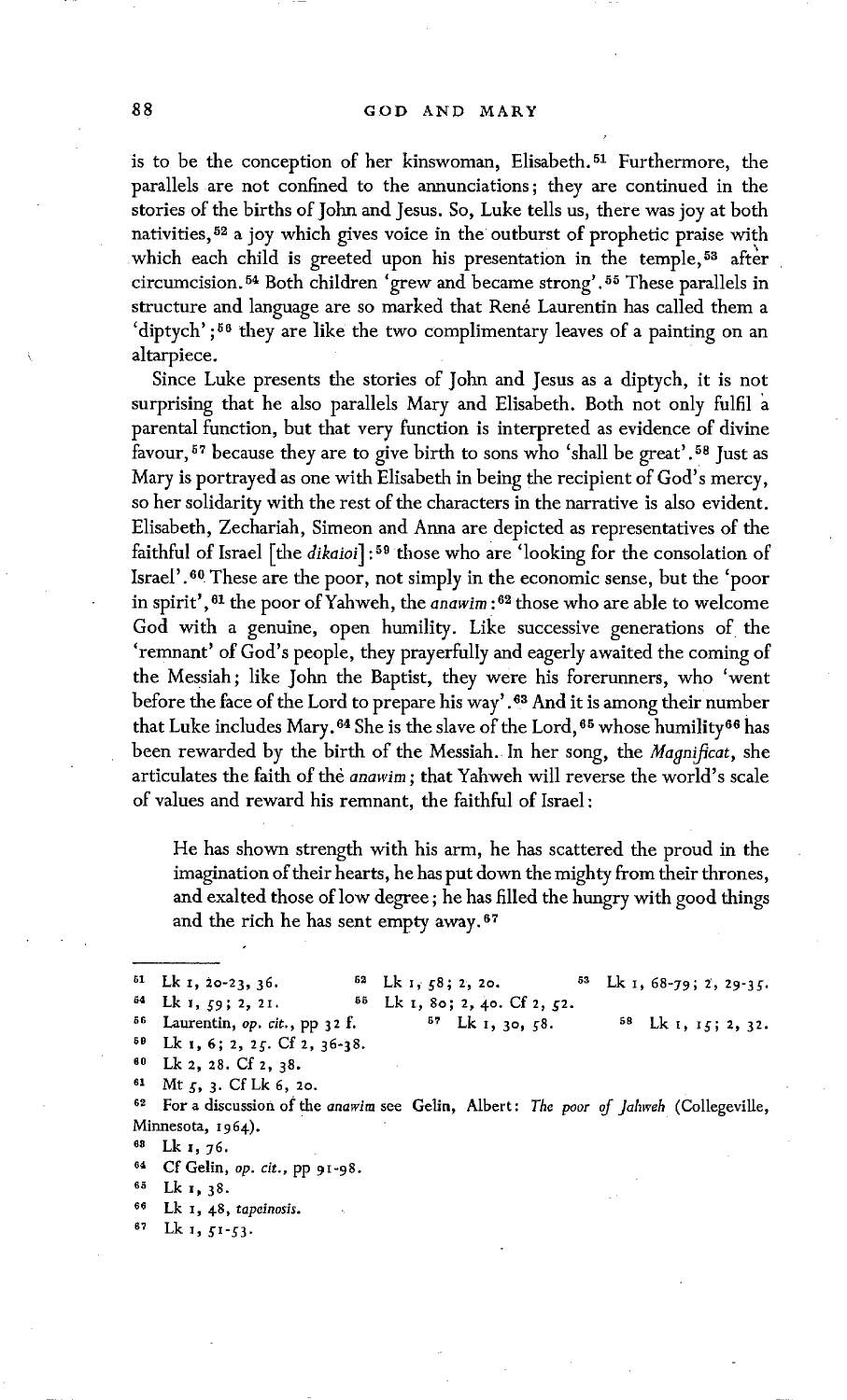is to be the conception of her kinswoman, Elisabeth.[51] Furthermore, the parallels are not confined to the annunciations; they are continued in the stories of the births of John and Jesus. So, Luke tells us, there was joy at both nativities,[52] a joy which gives voice in the outburst of prophetic praise with which each child is greeted upon his presentation in the temple,[53] after circumcision.[54] Both children 'grew and became strong'.[55] These parallels in structure and language are so marked that René Laurentin has called them a 'diptych';[56] they are like the two complimentary leaves of a painting on an altarpiece.

Since Luke presents the stories of John and Jesus as a diptych, it is not surprising that he also parallels Mary and Elisabeth. Both not only fulfil a parental function, but that very function is interpreted as evidence of divine favour,[57] because they are to give birth to sons who 'shall be great'.[58] Just as Mary is portrayed as one with Elisabeth in being the recipient of God's mercy, so her solidarity with the rest of the characters in the narrative is also evident. Elisabeth, Zechariah, Simeon and Anna are depicted as representatives of the faithful of Israel [the *dikaioi*]:[59] those who are 'looking for the consolation of Israel'.[60] These are the poor, not simply in the economic sense, but the 'poor in spirit',[61] the poor of Yahweh, the *anawim*:[62] those who are able to welcome God with a genuine, open humility. Like successive generations of the 'remnant' of God's people, they prayerfully and eagerly awaited the coming of the Messiah; like John the Baptist, they were his forerunners, who 'went before the face of the Lord to prepare his way'.[63] And it is among their number that Luke includes Mary.[64] She is the slave of the Lord,[65] whose humility[66] has been rewarded by the birth of the Messiah. In her song, the *Magnificat*, she articulates the faith of the *anawim*; that Yahweh will reverse the world's scale of values and reward his remnant, the faithful of Israel:

> He has shown strength with his arm, he has scattered the proud in the imagination of their hearts, he has put down the mighty from their thrones, and exalted those of low degree; he has filled the hungry with good things and the rich he has sent empty away.[67]

---

[51] Lk 1, 20-23, 36.
[52] Lk 1, 58; 2, 20.
[53] Lk 1, 68-79; 2, 29-35.
[54] Lk 1, 59; 2, 21.
[55] Lk 1, 80; 2, 40. Cf 2, 52.
[56] Laurentin, *op. cit.*, pp 32 f.
[57] Lk 1, 30, 58.
[58] Lk 1, 15; 2, 32.
[59] Lk 1, 6; 2, 25. Cf 2, 36-38.
[60] Lk 2, 28. Cf 2, 38.
[61] Mt 5, 3. Cf Lk 6, 20.
[62] For a discussion of the *anawim* see Gelin, Albert: *The poor of Jahweh* (Collegeville, Minnesota, 1964).
[63] Lk 1, 76.
[64] Cf Gelin, *op. cit.*, pp 91-98.
[65] Lk 1, 38.
[66] Lk 1, 48, *tapeinosis*.
[67] Lk 1, 51-53.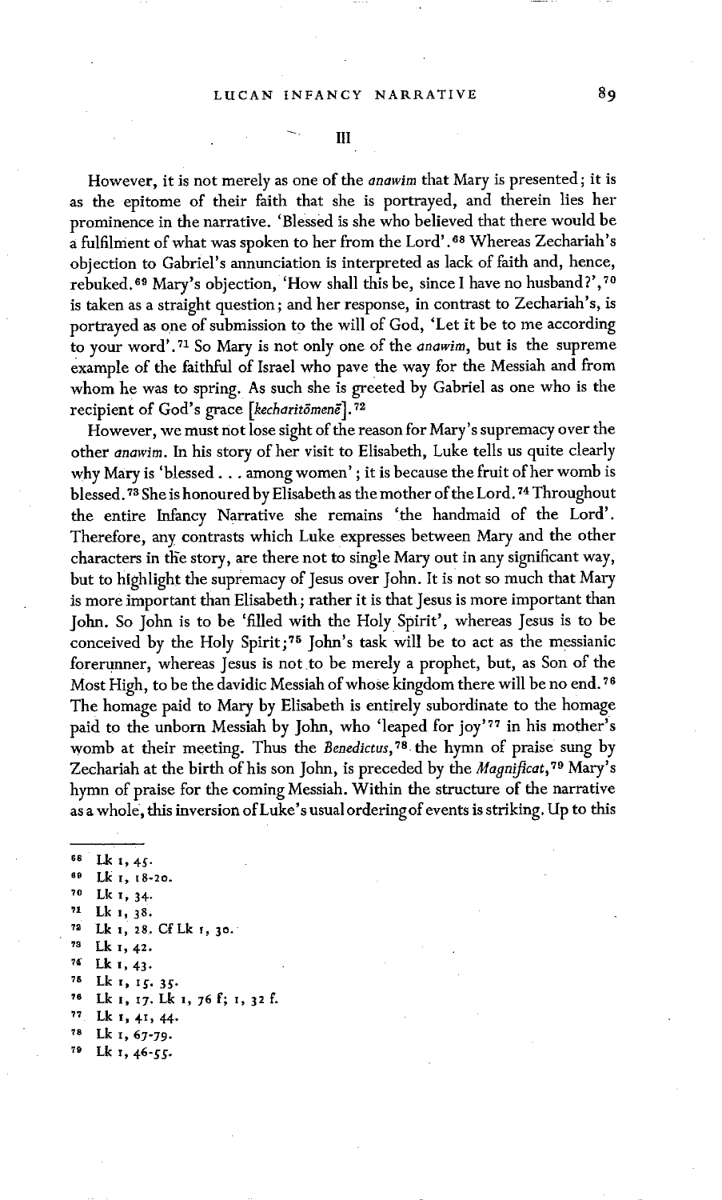## III

However, it is not merely as one of the *anawim* that Mary is presented; it is as the epitome of their faith that she is portrayed, and therein lies her prominence in the narrative. 'Blessed is she who believed that there would be a fulfilment of what was spoken to her from the Lord'.[68] Whereas Zechariah's objection to Gabriel's annunciation is interpreted as lack of faith and, hence, rebuked.[69] Mary's objection, 'How shall this be, since I have no husband?',[70] is taken as a straight question; and her response, in contrast to Zechariah's, is portrayed as one of submission to the will of God, 'Let it be to me according to your word'.[71] So Mary is not only one of the *anawim*, but is the supreme example of the faithful of Israel who pave the way for the Messiah and from whom he was to spring. As such she is greeted by Gabriel as one who is the recipient of God's grace [*kecharitōmenē*].[72]

However, we must not lose sight of the reason for Mary's supremacy over the other *anawim*. In his story of her visit to Elisabeth, Luke tells us quite clearly why Mary is 'blessed . . . among women'; it is because the fruit of her womb is blessed.[73] She is honoured by Elisabeth as the mother of the Lord.[74] Throughout the entire Infancy Narrative she remains 'the handmaid of the Lord'. Therefore, any contrasts which Luke expresses between Mary and the other characters in the story, are there not to single Mary out in any significant way, but to highlight the supremacy of Jesus over John. It is not so much that Mary is more important than Elisabeth; rather it is that Jesus is more important than John. So John is to be 'filled with the Holy Spirit', whereas Jesus is to be conceived by the Holy Spirit;[75] John's task will be to act as the messianic forerunner, whereas Jesus is not to be merely a prophet, but, as Son of the Most High, to be the davidic Messiah of whose kingdom there will be no end.[76] The homage paid to Mary by Elisabeth is entirely subordinate to the homage paid to the unborn Messiah by John, who 'leaped for joy'[77] in his mother's womb at their meeting. Thus the *Benedictus*,[78] the hymn of praise sung by Zechariah at the birth of his son John, is preceded by the *Magnificat*,[79] Mary's hymn of praise for the coming Messiah. Within the structure of the narrative as a whole, this inversion of Luke's usual ordering of events is striking. Up to this

---

[68] Lk 1, 45.

[69] Lk 1, 18-20.

[70] Lk 1, 34.

[71] Lk 1, 38.

[72] Lk 1, 28. Cf Lk 1, 30.

[73] Lk 1, 42.

[74] Lk 1, 43.

[75] Lk 1, 15. 35.

[76] Lk 1, 17. Lk 1, 76 f; 1, 32 f.

[77] Lk 1, 41, 44.

[78] Lk 1, 67-79.

[79] Lk 1, 46-55.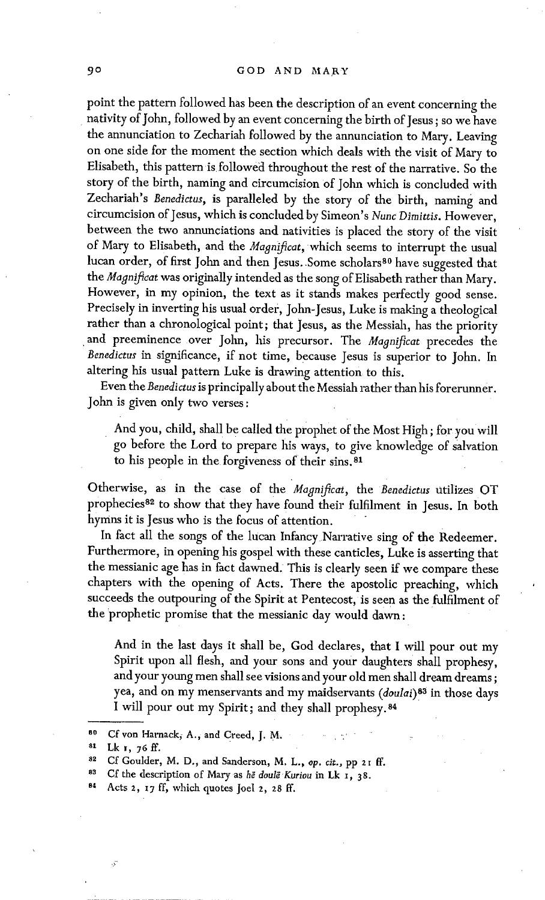point the pattern followed has been the description of an event concerning the nativity of John, followed by an event concerning the birth of Jesus; so we have the annunciation to Zechariah followed by the annunciation to Mary. Leaving on one side for the moment the section which deals with the visit of Mary to Elisabeth, this pattern is followed throughout the rest of the narrative. So the story of the birth, naming and circumcision of John which is concluded with Zechariah's *Benedictus*, is paralleled by the story of the birth, naming and circumcision of Jesus, which is concluded by Simeon's *Nunc Dimittis*. However, between the two annunciations and nativities is placed the story of the visit of Mary to Elisabeth, and the *Magnificat*, which seems to interrupt the usual lucan order, of first John and then Jesus. Some scholars[80] have suggested that the *Magnificat* was originally intended as the song of Elisabeth rather than Mary. However, in my opinion, the text as it stands makes perfectly good sense. Precisely in inverting his usual order, John-Jesus, Luke is making a theological rather than a chronological point; that Jesus, as the Messiah, has the priority and preeminence over John, his precursor. The *Magnificat* precedes the *Benedictus* in significance, if not time, because Jesus is superior to John. In altering his usual pattern Luke is drawing attention to this.

Even the *Benedictus* is principally about the Messiah rather than his forerunner. John is given only two verses:

> And you, child, shall be called the prophet of the Most High; for you will go before the Lord to prepare his ways, to give knowledge of salvation to his people in the forgiveness of their sins.[81]

Otherwise, as in the case of the *Magnificat*, the *Benedictus* utilizes OT prophecies[82] to show that they have found their fulfilment in Jesus. In both hymns it is Jesus who is the focus of attention.

In fact all the songs of the lucan Infancy Narrative sing of the Redeemer. Furthermore, in opening his gospel with these canticles, Luke is asserting that the messianic age has in fact dawned. This is clearly seen if we compare these chapters with the opening of Acts. There the apostolic preaching, which succeeds the outpouring of the Spirit at Pentecost, is seen as the fulfilment of the prophetic promise that the messianic day would dawn:

> And in the last days it shall be, God declares, that I will pour out my Spirit upon all flesh, and your sons and your daughters shall prophesy, and your young men shall see visions and your old men shall dream dreams; yea, and on my menservants and my maidservants (*doulai*)[83] in those days I will pour out my Spirit; and they shall prophesy.[84]

---

[80] Cf von Harnack, A., and Creed, J. M.

[81] Lk 1, 76 ff.

[82] Cf Goulder, M. D., and Sanderson, M. L., *op. cit.*, pp 21 ff.

[83] Cf the description of Mary as *hē doulē Kuriou* in Lk 1, 38.

[84] Acts 2, 17 ff, which quotes Joel 2, 28 ff.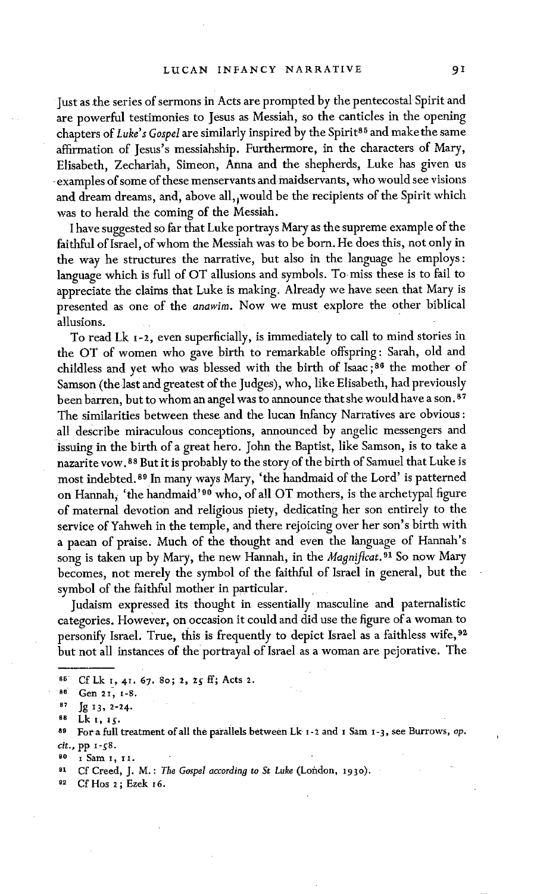Just as the series of sermons in Acts are prompted by the pentecostal Spirit and are powerful testimonies to Jesus as Messiah, so the canticles in the opening chapters of *Luke's Gospel* are similarly inspired by the Spirit[85] and make the same affirmation of Jesus's messiahship. Furthermore, in the characters of Mary, Elisabeth, Zechariah, Simeon, Anna and the shepherds, Luke has given us examples of some of these menservants and maidservants, who would see visions and dream dreams, and, above all, would be the recipients of the Spirit which was to herald the coming of the Messiah.

I have suggested so far that Luke portrays Mary as the supreme example of the faithful of Israel, of whom the Messiah was to be born. He does this, not only in the way he structures the narrative, but also in the language he employs: language which is full of OT allusions and symbols. To miss these is to fail to appreciate the claims that Luke is making. Already we have seen that Mary is presented as one of the *anawim*. Now we must explore the other biblical allusions.

To read Lk 1-2, even superficially, is immediately to call to mind stories in the OT of women who gave birth to remarkable offspring: Sarah, old and childless and yet who was blessed with the birth of Isaac;[86] the mother of Samson (the last and greatest of the Judges), who, like Elisabeth, had previously been barren, but to whom an angel was to announce that she would have a son.[87] The similarities between these and the lucan Infancy Narratives are obvious: all describe miraculous conceptions, announced by angelic messengers and issuing in the birth of a great hero. John the Baptist, like Samson, is to take a nazarite vow.[88] But it is probably to the story of the birth of Samuel that Luke is most indebted.[89] In many ways Mary, 'the handmaid of the Lord' is patterned on Hannah, 'the handmaid'[90] who, of all OT mothers, is the archetypal figure of maternal devotion and religious piety, dedicating her son entirely to the service of Yahweh in the temple, and there rejoicing over her son's birth with a paean of praise. Much of the thought and even the language of Hannah's song is taken up by Mary, the new Hannah, in the *Magnificat*.[91] So now Mary becomes, not merely the symbol of the faithful of Israel in general, but the symbol of the faithful mother in particular.

Judaism expressed its thought in essentially masculine and paternalistic categories. However, on occasion it could and did use the figure of a woman to personify Israel. True, this is frequently to depict Israel as a faithless wife,[92] but not all instances of the portrayal of Israel as a woman are pejorative. The

---

85 Cf Lk 1, 41. 67. 80; 2, 25 ff; Acts 2.

86 Gen 21, 1-8.

87 Jg 13, 2-24.

88 Lk 1, 15.

89 For a full treatment of all the parallels between Lk 1-2 and 1 Sam 1-3, see Burrows, *op. cit.*, pp 1-58.

90 1 Sam 1, 11.

91 Cf Creed, J. M.: *The Gospel according to St Luke* (London, 1930).

92 Cf Hos 2; Ezek 16.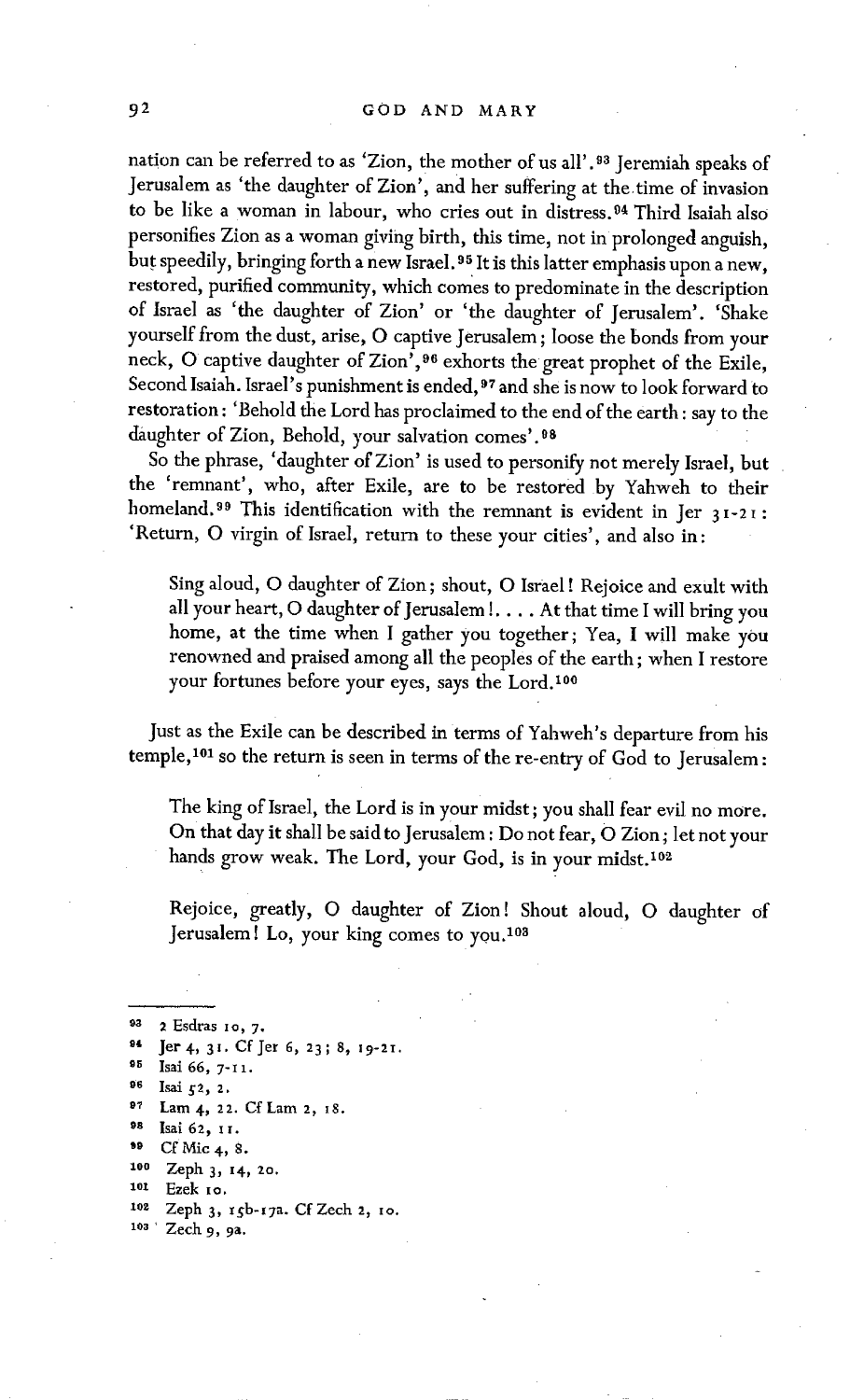nation can be referred to as 'Zion, the mother of us all'.[93] Jeremiah speaks of Jerusalem as 'the daughter of Zion', and her suffering at the time of invasion to be like a woman in labour, who cries out in distress.[94] Third Isaiah also personifies Zion as a woman giving birth, this time, not in prolonged anguish, but speedily, bringing forth a new Israel.[95] It is this latter emphasis upon a new, restored, purified community, which comes to predominate in the description of Israel as 'the daughter of Zion' or 'the daughter of Jerusalem'. 'Shake yourself from the dust, arise, O captive Jerusalem; loose the bonds from your neck, O captive daughter of Zion',[96] exhorts the great prophet of the Exile, Second Isaiah. Israel's punishment is ended,[97] and she is now to look forward to restoration: 'Behold the Lord has proclaimed to the end of the earth: say to the daughter of Zion, Behold, your salvation comes'.[98]

So the phrase, 'daughter of Zion' is used to personify not merely Israel, but the 'remnant', who, after Exile, are to be restored by Yahweh to their homeland.[99] This identification with the remnant is evident in Jer 31-21: 'Return, O virgin of Israel, return to these your cities', and also in:

> Sing aloud, O daughter of Zion; shout, O Israel! Rejoice and exult with all your heart, O daughter of Jerusalem! . . . At that time I will bring you home, at the time when I gather you together; Yea, I will make you renowned and praised among all the peoples of the earth; when I restore your fortunes before your eyes, says the Lord.[100]

Just as the Exile can be described in terms of Yahweh's departure from his temple,[101] so the return is seen in terms of the re-entry of God to Jerusalem:

> The king of Israel, the Lord is in your midst; you shall fear evil no more. On that day it shall be said to Jerusalem: Do not fear, O Zion; let not your hands grow weak. The Lord, your God, is in your midst.[102]

> Rejoice, greatly, O daughter of Zion! Shout aloud, O daughter of Jerusalem! Lo, your king comes to you.[103]

---

[93] 2 Esdras 10, 7.
[94] Jer 4, 31. Cf Jer 6, 23; 8, 19-21.
[95] Isai 66, 7-11.
[96] Isai 52, 2.
[97] Lam 4, 22. Cf Lam 2, 18.
[98] Isai 62, 11.
[99] Cf Mic 4, 8.
[100] Zeph 3, 14, 20.
[101] Ezek 10.
[102] Zeph 3, 15b-17a. Cf Zech 2, 10.
[103] Zech 9, 9a.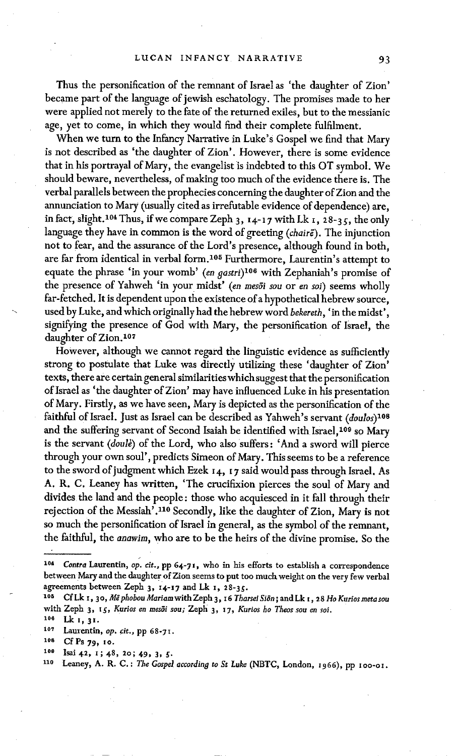Thus the personification of the remnant of Israel as 'the daughter of Zion' became part of the language of jewish eschatology. The promises made to her were applied not merely to the fate of the returned exiles, but to the messianic age, yet to come, in which they would find their complete fulfilment.

When we turn to the Infancy Narrative in Luke's Gospel we find that Mary is not described as 'the daughter of Zion'. However, there is some evidence that in his portrayal of Mary, the evangelist is indebted to this OT symbol. We should beware, nevertheless, of making too much of the evidence there is. The verbal parallels between the prophecies concerning the daughter of Zion and the annunciation to Mary (usually cited as irrefutable evidence of dependence) are, in fact, slight.[104] Thus, if we compare Zeph 3, 14-17 with Lk 1, 28-35, the only language they have in common is the word of greeting (*chairē*). The injunction not to fear, and the assurance of the Lord's presence, although found in both, are far from identical in verbal form.[105] Furthermore, Laurentin's attempt to equate the phrase 'in your womb' (*en gastri*)[106] with Zephaniah's promise of the presence of Yahweh 'in your midst' (*en mesōi sou* or *en soi*) seems wholly far-fetched. It is dependent upon the existence of a hypothetical hebrew source, used by Luke, and which originally had the hebrew word *bekereth*, 'in the midst', signifying the presence of God with Mary, the personification of Israel, the daughter of Zion.[107]

However, although we cannot regard the linguistic evidence as sufficiently strong to postulate that Luke was directly utilizing these 'daughter of Zion' texts, there are certain general similarities which suggest that the personification of Israel as 'the daughter of Zion' may have influenced Luke in his presentation of Mary. Firstly, as we have seen, Mary is depicted as the personification of the faithful of Israel. Just as Israel can be described as Yahweh's servant (*doulos*)[108] and the suffering servant of Second Isaiah be identified with Israel,[109] so Mary is the servant (*doulē*) of the Lord, who also suffers: 'And a sword will pierce through your own soul', predicts Simeon of Mary. This seems to be a reference to the sword of judgment which Ezek 14, 17 said would pass through Israel. As A. R. C. Leaney has written, 'The crucifixion pierces the soul of Mary and divides the land and the people: those who acquiesced in it fall through their rejection of the Messiah'.[110] Secondly, like the daughter of Zion, Mary is not so much the personification of Israel in general, as the symbol of the remnant, the faithful, the *anawim*, who are to be the heirs of the divine promise. So the

---

[104] *Contra* Laurentin, *op. cit.*, pp 64-71, who in his efforts to establish a correspondence between Mary and the daughter of Zion seems to put too much weight on the very few verbal agreements between Zeph 3, 14-17 and Lk 1, 28-35.

[105] Cf Lk 1, 30, *Mē phobou Mariam* with Zeph 3, 16 *Tharsei Siōn*; and Lk 1, 28 *Ho Kurios meta sou* with Zeph 3, 15, *Kurios en mesōi sou*; Zeph 3, 17, *Kurios ho Theos sou en soi*.

[106] Lk 1, 31.

[107] Laurentin, *op. cit.*, pp 68-71.

[108] Cf Ps 79, 10.

[109] Isai 42, 1; 48, 20; 49, 3, 5.

[110] Leaney, A. R. C.: *The Gospel according to St Luke* (NBTC, London, 1966), pp 100-01.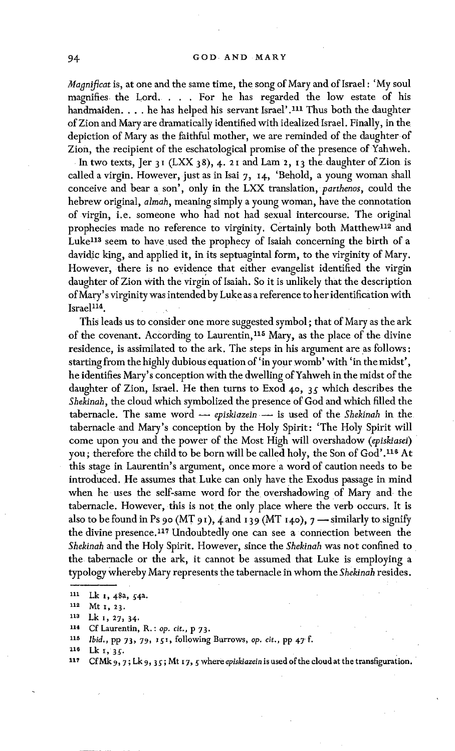*Magnificat* is, at one and the same time, the song of Mary and of Israel: 'My soul magnifies the Lord. . . . For he has regarded the low estate of his handmaiden. . . . he has helped his servant Israel'.[111] Thus both the daughter of Zion and Mary are dramatically identified with idealized Israel. Finally, in the depiction of Mary as the faithful mother, we are reminded of the daughter of Zion, the recipient of the eschatological promise of the presence of Yahweh.

In two texts, Jer 31 (LXX 38), 4. 21 and Lam 2, 13 the daughter of Zion is called a virgin. However, just as in Isai 7, 14, 'Behold, a young woman shall conceive and bear a son', only in the LXX translation, *parthenos*, could the hebrew original, *almah*, meaning simply a young woman, have the connotation of virgin, i.e. someone who had not had sexual intercourse. The original prophecies made no reference to virginity. Certainly both Matthew[112] and Luke[113] seem to have used the prophecy of Isaiah concerning the birth of a davidic king, and applied it, in its septuagintal form, to the virginity of Mary. However, there is no evidence that either evangelist identified the virgin daughter of Zion with the virgin of Isaiah. So it is unlikely that the description of Mary's virginity was intended by Luke as a reference to her identification with Israel[114].

This leads us to consider one more suggested symbol; that of Mary as the ark of the covenant. According to Laurentin,[115] Mary, as the place of the divine residence, is assimilated to the ark. The steps in his argument are as follows: starting from the highly dubious equation of 'in your womb' with 'in the midst', he identifies Mary's conception with the dwelling of Yahweh in the midst of the daughter of Zion, Israel. He then turns to Exod 40, 35 which describes the *Shekinah*, the cloud which symbolized the presence of God and which filled the tabernacle. The same word — *episkiazein* — is used of the *Shekinah* in the tabernacle and Mary's conception by the Holy Spirit: 'The Holy Spirit will come upon you and the power of the Most High will overshadow (*episkiasei*) you; therefore the child to be born will be called holy, the Son of God'.[116] At this stage in Laurentin's argument, once more a word of caution needs to be introduced. He assumes that Luke can only have the Exodus passage in mind when he uses the self-same word for the overshadowing of Mary and the tabernacle. However, this is not the only place where the verb occurs. It is also to be found in Ps 90 (MT 91), 4 and 139 (MT 140), 7 — similarly to signify the divine presence.[117] Undoubtedly one can see a connection between the *Shekinah* and the Holy Spirit. However, since the *Shekinah* was not confined to the tabernacle or the ark, it cannot be assumed that Luke is employing a typology whereby Mary represents the tabernacle in whom the *Shekinah* resides.

---

[111] Lk 1, 48a, 54a.

[112] Mt 1, 23.

[113] Lk 1, 27, 34.

[114] Cf Laurentin, R.: *op. cit.*, p 73.

[115] *Ibid.*, pp 73, 79, 151, following Burrows, *op. cit.*, pp 47 f.

[116] Lk 1, 35.

[117] Cf Mk 9, 7; Lk 9, 35; Mt 17, 5 where *episkiazein* is used of the cloud at the transfiguration.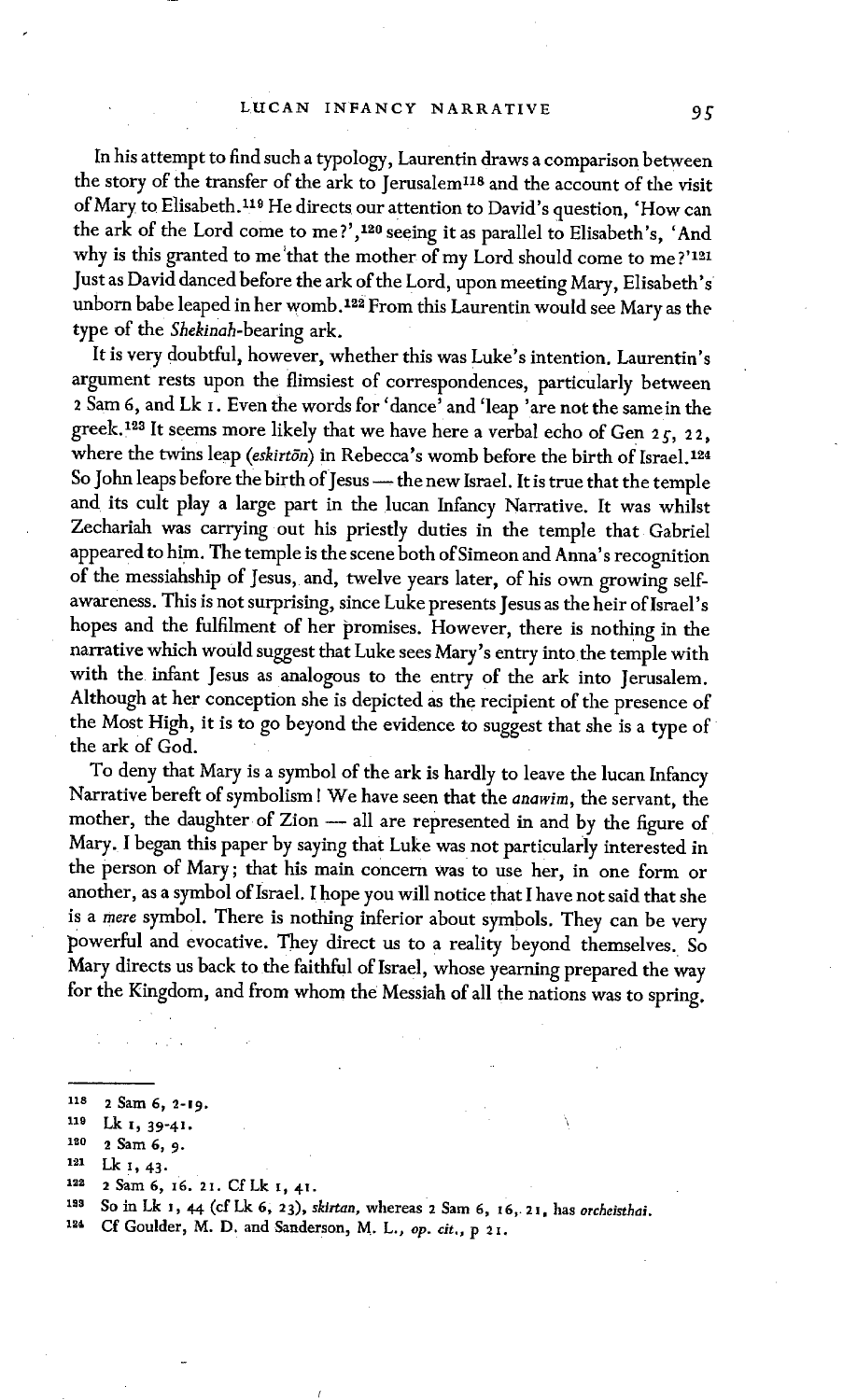In his attempt to find such a typology, Laurentin draws a comparison between the story of the transfer of the ark to Jerusalem[118] and the account of the visit of Mary to Elisabeth.[119] He directs our attention to David's question, 'How can the ark of the Lord come to me?',[120] seeing it as parallel to Elisabeth's, 'And why is this granted to me that the mother of my Lord should come to me?'[121] Just as David danced before the ark of the Lord, upon meeting Mary, Elisabeth's unborn babe leaped in her womb.[122] From this Laurentin would see Mary as the type of the *Shekinah*-bearing ark.

It is very doubtful, however, whether this was Luke's intention. Laurentin's argument rests upon the flimsiest of correspondences, particularly between 2 Sam 6, and Lk 1. Even the words for 'dance' and 'leap' are not the same in the greek.[123] It seems more likely that we have here a verbal echo of Gen 25, 22, where the twins leap (*eskirtōn*) in Rebecca's womb before the birth of Israel.[124] So John leaps before the birth of Jesus — the new Israel. It is true that the temple and its cult play a large part in the lucan Infancy Narrative. It was whilst Zechariah was carrying out his priestly duties in the temple that Gabriel appeared to him. The temple is the scene both of Simeon and Anna's recognition of the messiahship of Jesus, and, twelve years later, of his own growing self-awareness. This is not surprising, since Luke presents Jesus as the heir of Israel's hopes and the fulfilment of her promises. However, there is nothing in the narrative which would suggest that Luke sees Mary's entry into the temple with with the infant Jesus as analogous to the entry of the ark into Jerusalem. Although at her conception she is depicted as the recipient of the presence of the Most High, it is to go beyond the evidence to suggest that she is a type of the ark of God.

To deny that Mary is a symbol of the ark is hardly to leave the lucan Infancy Narrative bereft of symbolism! We have seen that the *anawim*, the servant, the mother, the daughter of Zion — all are represented in and by the figure of Mary. I began this paper by saying that Luke was not particularly interested in the person of Mary; that his main concern was to use her, in one form or another, as a symbol of Israel. I hope you will notice that I have not said that she is a *mere* symbol. There is nothing inferior about symbols. They can be very powerful and evocative. They direct us to a reality beyond themselves. So Mary directs us back to the faithful of Israel, whose yearning prepared the way for the Kingdom, and from whom the Messiah of all the nations was to spring.

---

[118] 2 Sam 6, 2-19.

[119] Lk 1, 39-41.

[120] 2 Sam 6, 9.

[121] Lk 1, 43.

[122] 2 Sam 6, 16. 21. Cf Lk 1, 41.

[123] So in Lk 1, 44 (cf Lk 6, 23), *skirtan*, whereas 2 Sam 6, 16, 21, has *orcheisthai*.

[124] Cf Goulder, M. D. and Sanderson, M. L., *op. cit.*, p 21.